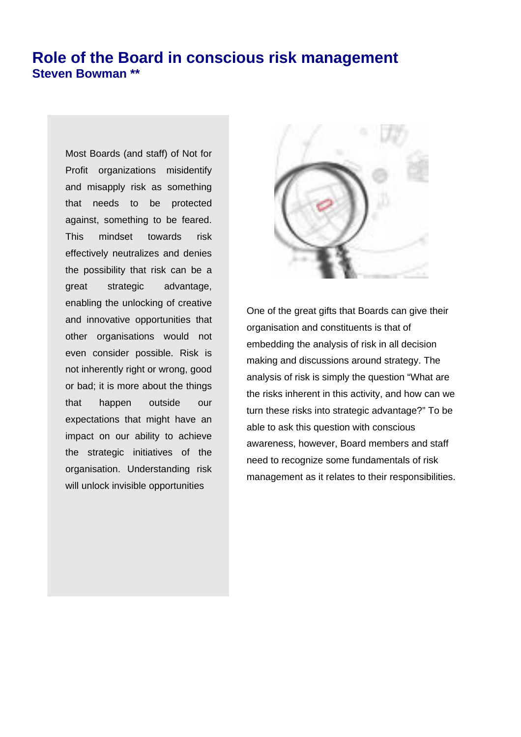# Role of the Board in conscious risk management

**Steven Bowman \*\***

Most Boards (and staff) of Not for Profit organizations misidentify and misapply risk as something that needs to be protected against, something to be feared. This mindset towards risk effectively neutralizes and denies the possibility that risk can be a great strategic advantage, enabling the unlocking of creative and innovative opportunities that other organisations would not even consider possible. Risk is not inherently right or wrong, good or bad; it is more about the things that happen outside our expectations that might have an impact on our ability to achieve the strategic initiatives of the organisation. Understanding risk will unlock invisible opportunities

One of the great gifts that Boards can give their organisation and constituents is that of embedding the analysis of risk in all decision making and discussions around strategy. The analysis of risk is simply the question "What are the risks inherent in this activity, and how can we turn these risks into strategic advantage?" To be able to ask this question with conscious awareness, however, Board members and staff need to recognize some fundamentals of risk management as it relates to their responsibilities.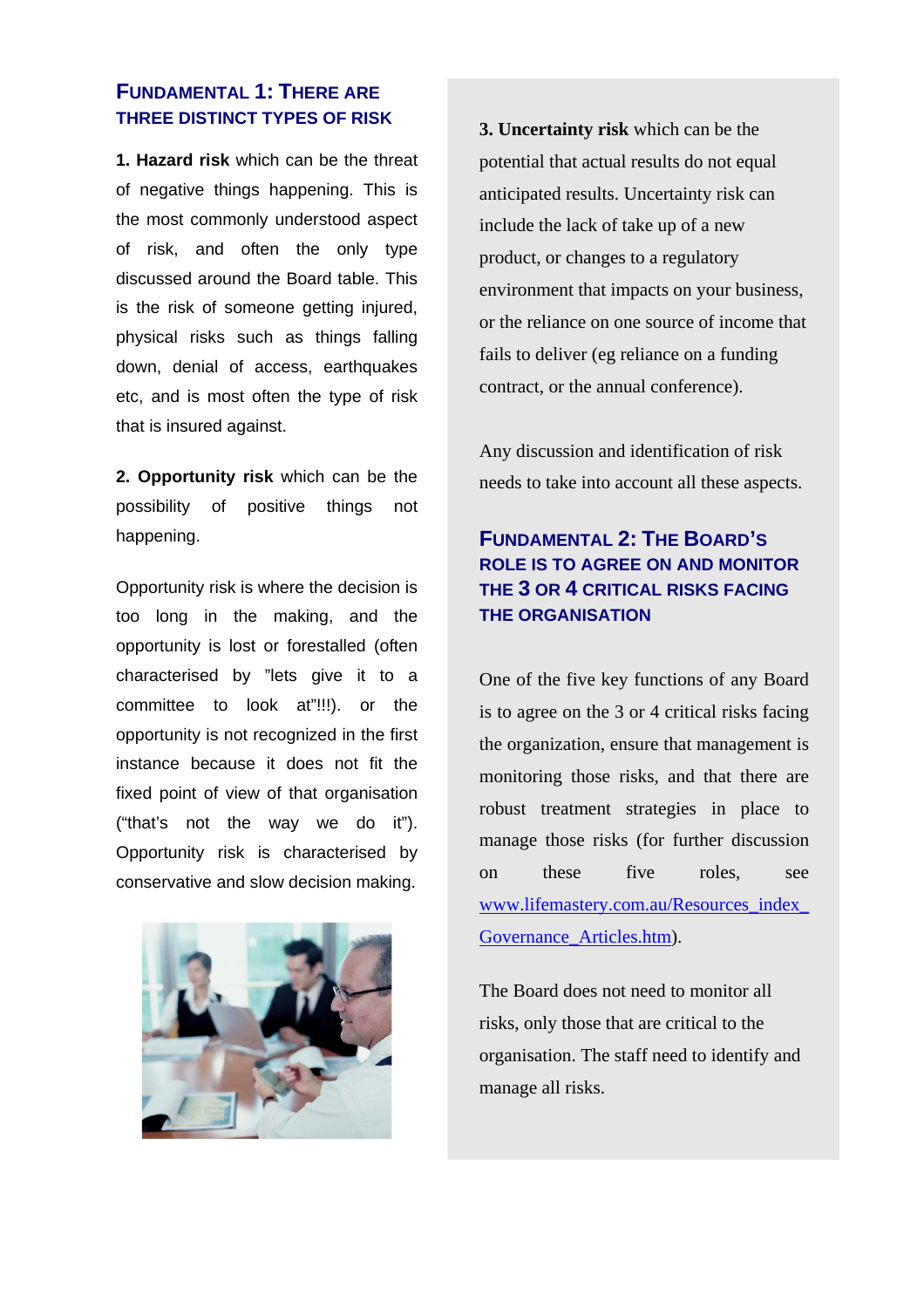## FUNDAMENTAL 1: THERE ARE THREE DISTINCT TYPES OF RISK

**1. Hazard risk** which can be the threat of negative things happening. This is the most commonly understood aspect of risk, and often the only type discussed around the Board table. This is the risk of someone getting injured, physical risks such as things falling down, denial of access, earthquakes etc, and is most often the type of risk that is insured against.

**2. Opportunity risk** which can be the possibility of positive things not happening.

Opportunity risk is where the decision is too long in the making, and the opportunity is lost or forestalled (often characterised by "lets give it to a committee to look at"!!!). or the opportunity is not recognized in the first instance because it does not fit the fixed point of view of that organisation ("that's not the way we do it"). Opportunity risk is characterised by conservative and slow decision making.

**3. Uncertainty risk** which can be the potential that actual results do not equal anticipated results. Uncertainty risk can include the lack of take up of a new product, or changes to a regulatory environment that impacts on your business, or the reliance on one source of income that fails to deliver (eg reliance on a funding contract, or the annual conference).

Any discussion and identification of risk needs to take into account all these aspects.

## FUNDAMENTAL 2: THE BOARD'S ROLE IS TO AGREE ON AND MONITOR THE 3 OR 4 CRITICAL RISKS FACING THE ORGANISATION

One of the five key functions of any Board is to agree on the 3 or 4 critical risks facing the organization, ensure that management is monitoring those risks, and that there are robust treatment strategies in place to manage those risks (for further discussion on these five roles, see www.lifemastery.com.au/Resources_index_Governance_Articles.htm).

The Board does not need to monitor all risks, only those that are critical to the organisation. The staff need to identify and manage all risks.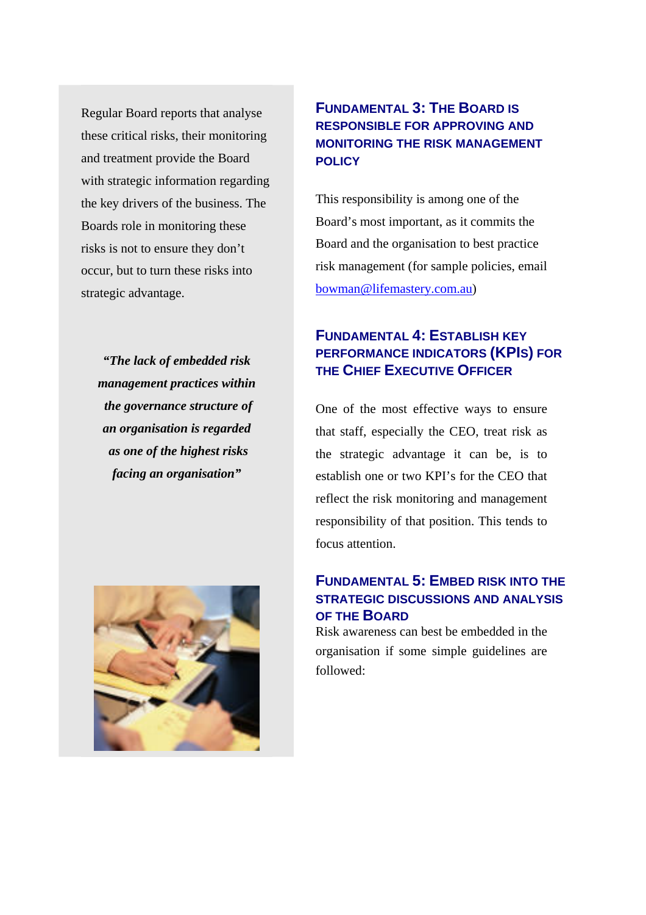Regular Board reports that analyse these critical risks, their monitoring and treatment provide the Board with strategic information regarding the key drivers of the business. The Boards role in monitoring these risks is not to ensure they don't occur, but to turn these risks into strategic advantage.

> ***"The lack of embedded risk management practices within the governance structure of an organisation is regarded as one of the highest risks facing an organisation"***

## Fundamental 3: The Board is responsible for approving and monitoring the risk management policy

This responsibility is among one of the Board's most important, as it commits the Board and the organisation to best practice risk management (for sample policies, email bowman@lifemastery.com.au)

## Fundamental 4: Establish key performance indicators (KPIs) for the Chief Executive Officer

One of the most effective ways to ensure that staff, especially the CEO, treat risk as the strategic advantage it can be, is to establish one or two KPI's for the CEO that reflect the risk monitoring and management responsibility of that position. This tends to focus attention.

## Fundamental 5: Embed risk into the strategic discussions and analysis of the Board

Risk awareness can best be embedded in the organisation if some simple guidelines are followed: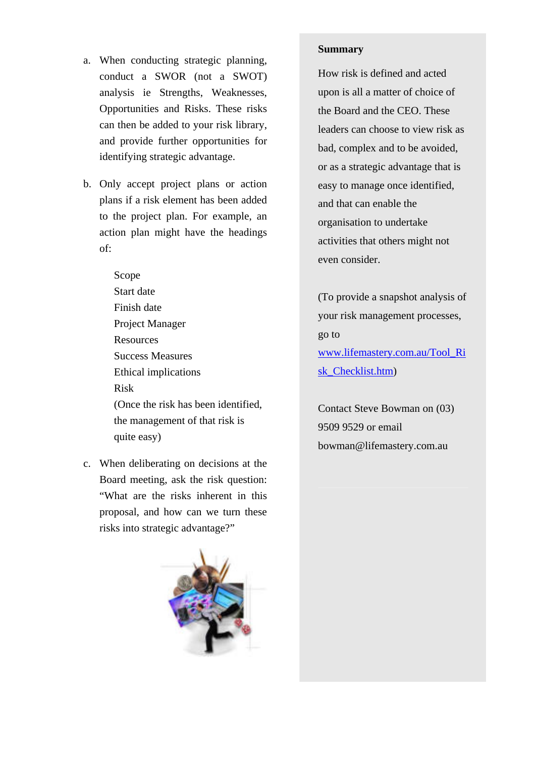a. When conducting strategic planning, conduct a SWOR (not a SWOT) analysis ie Strengths, Weaknesses, Opportunities and Risks. These risks can then be added to your risk library, and provide further opportunities for identifying strategic advantage.

b. Only accept project plans or action plans if a risk element has been added to the project plan. For example, an action plan might have the headings of:

   Scope
   Start date
   Finish date
   Project Manager
   Resources
   Success Measures
   Ethical implications
   Risk
   (Once the risk has been identified, the management of that risk is quite easy)

c. When deliberating on decisions at the Board meeting, ask the risk question: "What are the risks inherent in this proposal, and how can we turn these risks into strategic advantage?"

**Summary**

How risk is defined and acted upon is all a matter of choice of the Board and the CEO. These leaders can choose to view risk as bad, complex and to be avoided, or as a strategic advantage that is easy to manage once identified, and that can enable the organisation to undertake activities that others might not even consider.

(To provide a snapshot analysis of your risk management processes, go to www.lifemastery.com.au/Tool_Risk_Checklist.htm)

Contact Steve Bowman on (03) 9509 9529 or email bowman@lifemastery.com.au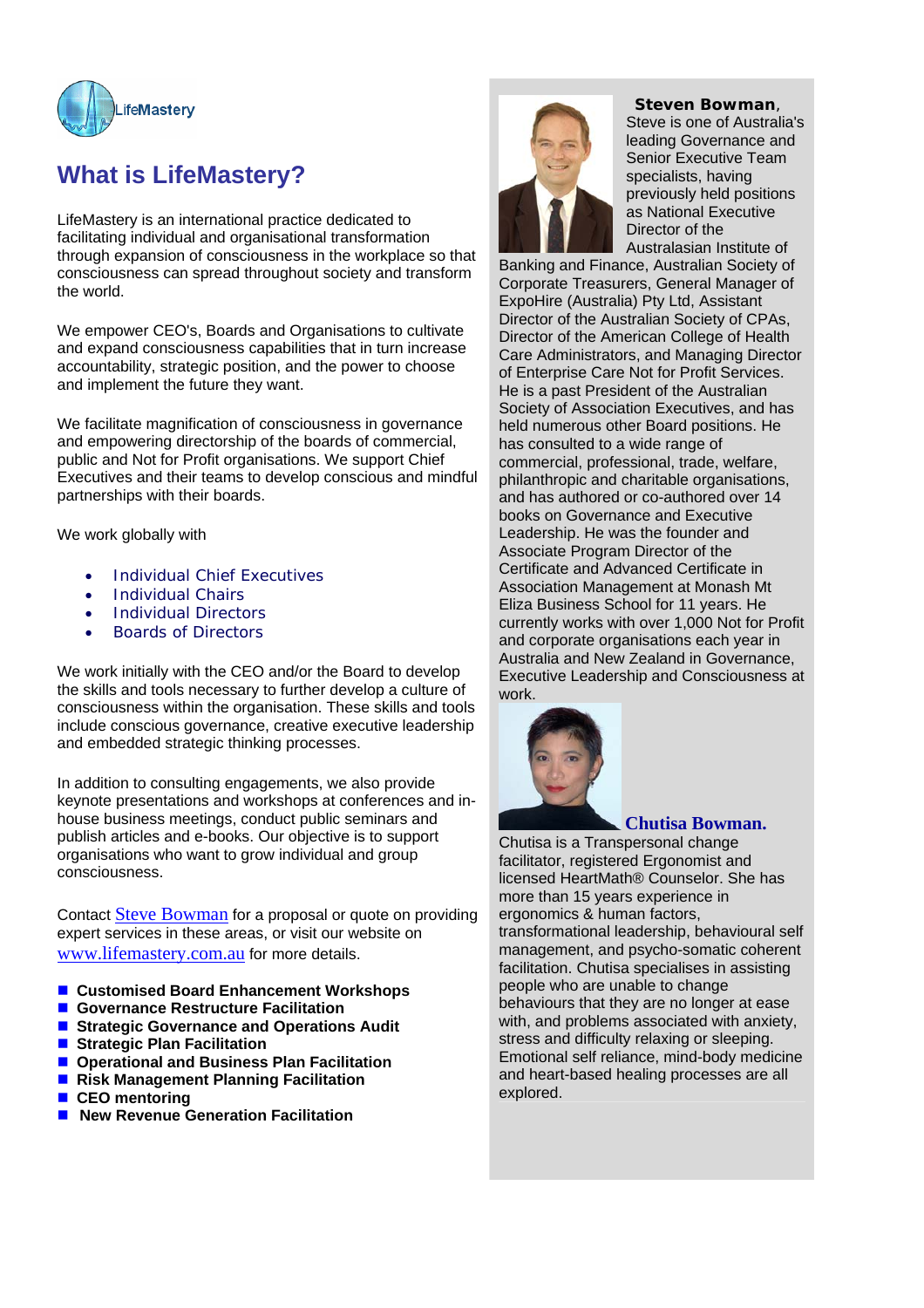LifeMastery

# What is LifeMastery?

LifeMastery is an international practice dedicated to facilitating individual and organisational transformation through expansion of consciousness in the workplace so that consciousness can spread throughout society and transform the world.

We empower CEO's, Boards and Organisations to cultivate and expand consciousness capabilities that in turn increase accountability, strategic position, and the power to choose and implement the future they want.

We facilitate magnification of consciousness in governance and empowering directorship of the boards of commercial, public and Not for Profit organisations. We support Chief Executives and their teams to develop conscious and mindful partnerships with their boards.

We work globally with

- Individual Chief Executives
- Individual Chairs
- Individual Directors
- Boards of Directors

We work initially with the CEO and/or the Board to develop the skills and tools necessary to further develop a culture of consciousness within the organisation. These skills and tools include conscious governance, creative executive leadership and embedded strategic thinking processes.

In addition to consulting engagements, we also provide keynote presentations and workshops at conferences and in-house business meetings, conduct public seminars and publish articles and e-books. Our objective is to support organisations who want to grow individual and group consciousness.

Contact Steve Bowman for a proposal or quote on providing expert services in these areas, or visit our website on www.lifemastery.com.au for more details.

- **Customised Board Enhancement Workshops**
- **Governance Restructure Facilitation**
- **Strategic Governance and Operations Audit**
- **Strategic Plan Facilitation**
- **Operational and Business Plan Facilitation**
- **Risk Management Planning Facilitation**
- **CEO mentoring**
- **New Revenue Generation Facilitation**

**Steven Bowman**, Steve is one of Australia's leading Governance and Senior Executive Team specialists, having previously held positions as National Executive Director of the Australasian Institute of Banking and Finance, Australian Society of Corporate Treasurers, General Manager of ExpoHire (Australia) Pty Ltd, Assistant Director of the Australian Society of CPAs, Director of the American College of Health Care Administrators, and Managing Director of Enterprise Care Not for Profit Services. He is a past President of the Australian Society of Association Executives, and has held numerous other Board positions. He has consulted to a wide range of commercial, professional, trade, welfare, philanthropic and charitable organisations, and has authored or co-authored over 14 books on Governance and Executive Leadership. He was the founder and Associate Program Director of the Certificate and Advanced Certificate in Association Management at Monash Mt Eliza Business School for 11 years. He currently works with over 1,000 Not for Profit and corporate organisations each year in Australia and New Zealand in Governance, Executive Leadership and Consciousness at work.

**Chutisa Bowman.**

Chutisa is a Transpersonal change facilitator, registered Ergonomist and licensed HeartMath® Counselor. She has more than 15 years experience in ergonomics & human factors, transformational leadership, behavioural self management, and psycho-somatic coherent facilitation. Chutisa specialises in assisting people who are unable to change behaviours that they are no longer at ease with, and problems associated with anxiety, stress and difficulty relaxing or sleeping. Emotional self reliance, mind-body medicine and heart-based healing processes are all explored.